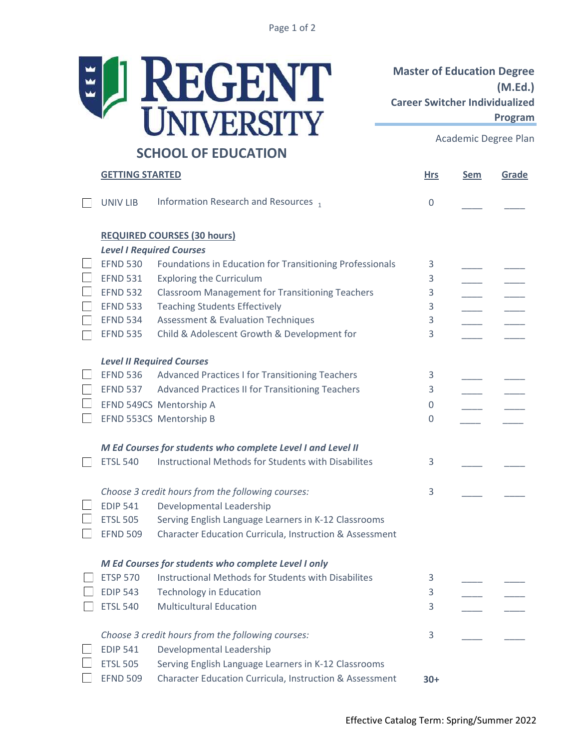# REGENT UNIVERSITY

## SCHOOL OF EDUCATION

**Master of Education Degree (M.Ed.)**
**Career Switcher Individualized Program**

Academic Degree Plan

| | **GETTING STARTED** | | **Hrs** | **Sem** | **Grade** |
|---|---|---|---|---|---|
| ☐ | UNIV LIB | Information Research and Resources [1] | 0 | ____ | ____ |
| | **REQUIRED COURSES (30 hours)** | | | | |
| | ***Level I Required Courses*** | | | | |
| ☐ | EFND 530 | Foundations in Education for Transitioning Professionals | 3 | ____ | ____ |
| ☐ | EFND 531 | Exploring the Curriculum | 3 | ____ | ____ |
| ☐ | EFND 532 | Classroom Management for Transitioning Teachers | 3 | ____ | ____ |
| ☐ | EFND 533 | Teaching Students Effectively | 3 | ____ | ____ |
| ☐ | EFND 534 | Assessment & Evaluation Techniques | 3 | ____ | ____ |
| ☐ | EFND 535 | Child & Adolescent Growth & Development for | 3 | ____ | ____ |
| | ***Level II Required Courses*** | | | | |
| ☐ | EFND 536 | Advanced Practices I for Transitioning Teachers | 3 | ____ | ____ |
| ☐ | EFND 537 | Advanced Practices II for Transitioning Teachers | 3 | ____ | ____ |
| ☐ | EFND 549CS | Mentorship A | 0 | ____ | ____ |
| ☐ | EFND 553CS | Mentorship B | 0 | ____ | ____ |
| | ***M Ed Courses for students who complete Level I and Level II*** | | | | |
| ☐ | ETSL 540 | Instructional Methods for Students with Disabilites | 3 | ____ | ____ |
| | *Choose 3 credit hours from the following courses:* | | 3 | ____ | ____ |
| ☐ | EDIP 541 | Developmental Leadership | | | |
| ☐ | ETSL 505 | Serving English Language Learners in K-12 Classrooms | | | |
| ☐ | EFND 509 | Character Education Curricula, Instruction & Assessment | | | |
| | ***M Ed Courses for students who complete Level I only*** | | | | |
| ☐ | ETSP 570 | Instructional Methods for Students with Disabilites | 3 | ____ | ____ |
| ☐ | EDIP 543 | Technology in Education | 3 | ____ | ____ |
| ☐ | ETSL 540 | Multicultural Education | 3 | ____ | ____ |
| | *Choose 3 credit hours from the following courses:* | | 3 | ____ | ____ |
| ☐ | EDIP 541 | Developmental Leadership | | | |
| ☐ | ETSL 505 | Serving English Language Learners in K-12 Classrooms | | | |
| ☐ | EFND 509 | Character Education Curricula, Instruction & Assessment | **30+** | | |

Effective Catalog Term: Spring/Summer 2022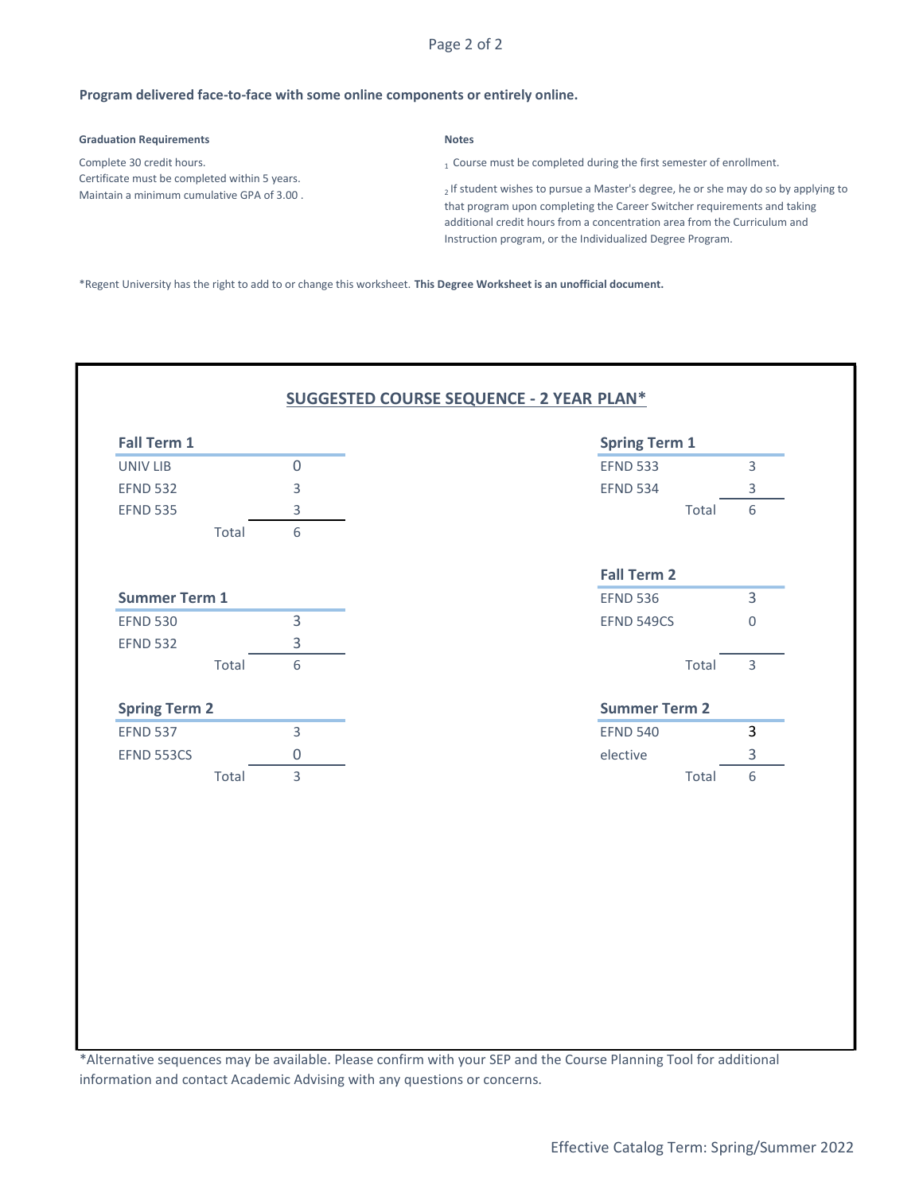**Program delivered face-to-face with some online components or entirely online.**

**Graduation Requirements**

Complete 30 credit hours.
Certificate must be completed within 5 years.
Maintain a minimum cumulative GPA of 3.00 .

**Notes**

[1] Course must be completed during the first semester of enrollment.

[2] If student wishes to pursue a Master's degree, he or she may do so by applying to that program upon completing the Career Switcher requirements and taking additional credit hours from a concentration area from the Curriculum and Instruction program, or the Individualized Degree Program.

*Regent University has the right to add to or change this worksheet. **This Degree Worksheet is an unofficial document.**

## SUGGESTED COURSE SEQUENCE - 2 YEAR PLAN*

### Fall Term 1

| | |
|---|---|
| UNIV LIB | 0 |
| EFND 532 | 3 |
| EFND 535 | 3 |
| Total | 6 |

### Spring Term 1

| | |
|---|---|
| EFND 533 | 3 |
| EFND 534 | 3 |
| Total | 6 |

### Summer Term 1

| | |
|---|---|
| EFND 530 | 3 |
| EFND 532 | 3 |
| Total | 6 |

### Fall Term 2

| | |
|---|---|
| EFND 536 | 3 |
| EFND 549CS | 0 |
| Total | 3 |

### Spring Term 2

| | |
|---|---|
| EFND 537 | 3 |
| EFND 553CS | 0 |
| Total | 3 |

### Summer Term 2

| | |
|---|---|
| EFND 540 | 3 |
| elective | 3 |
| Total | 6 |

*Alternative sequences may be available. Please confirm with your SEP and the Course Planning Tool for additional information and contact Academic Advising with any questions or concerns.

Effective Catalog Term: Spring/Summer 2022